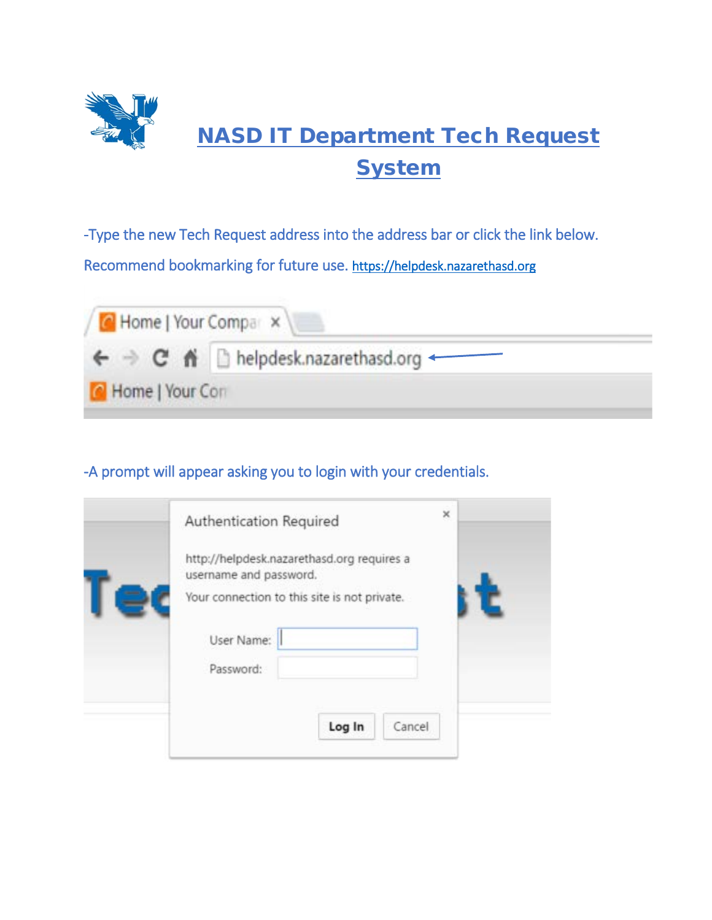# NASD IT Department Tech Request System

-Type the new Tech Request address into the address bar or click the link below. Recommend bookmarking for future use. https://helpdesk.nazarethasd.org

-A prompt will appear asking you to login with your credentials.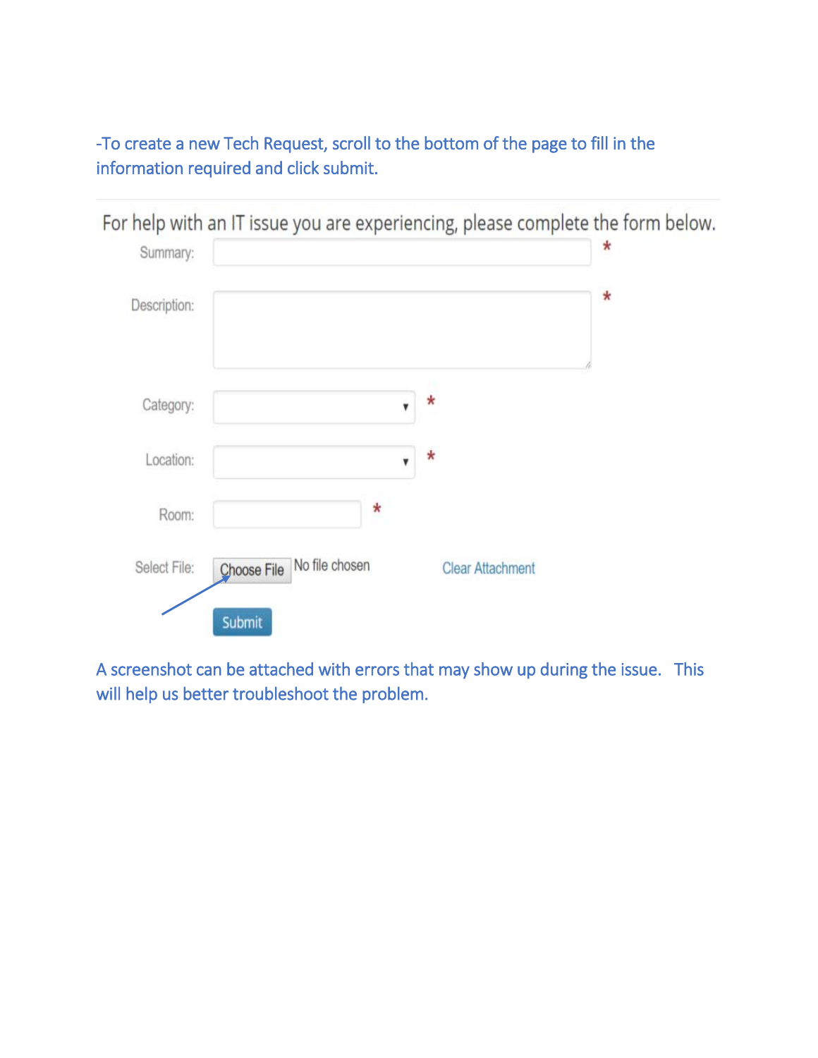-To create a new Tech Request, scroll to the bottom of the page to fill in the information required and click submit.

For help with an IT issue you are experiencing, please complete the form below.

Summary: *

Description: *

Category: *

Location: *

Room: *

Select File: Choose File No file chosen Clear Attachment

Submit

A screenshot can be attached with errors that may show up during the issue. This will help us better troubleshoot the problem.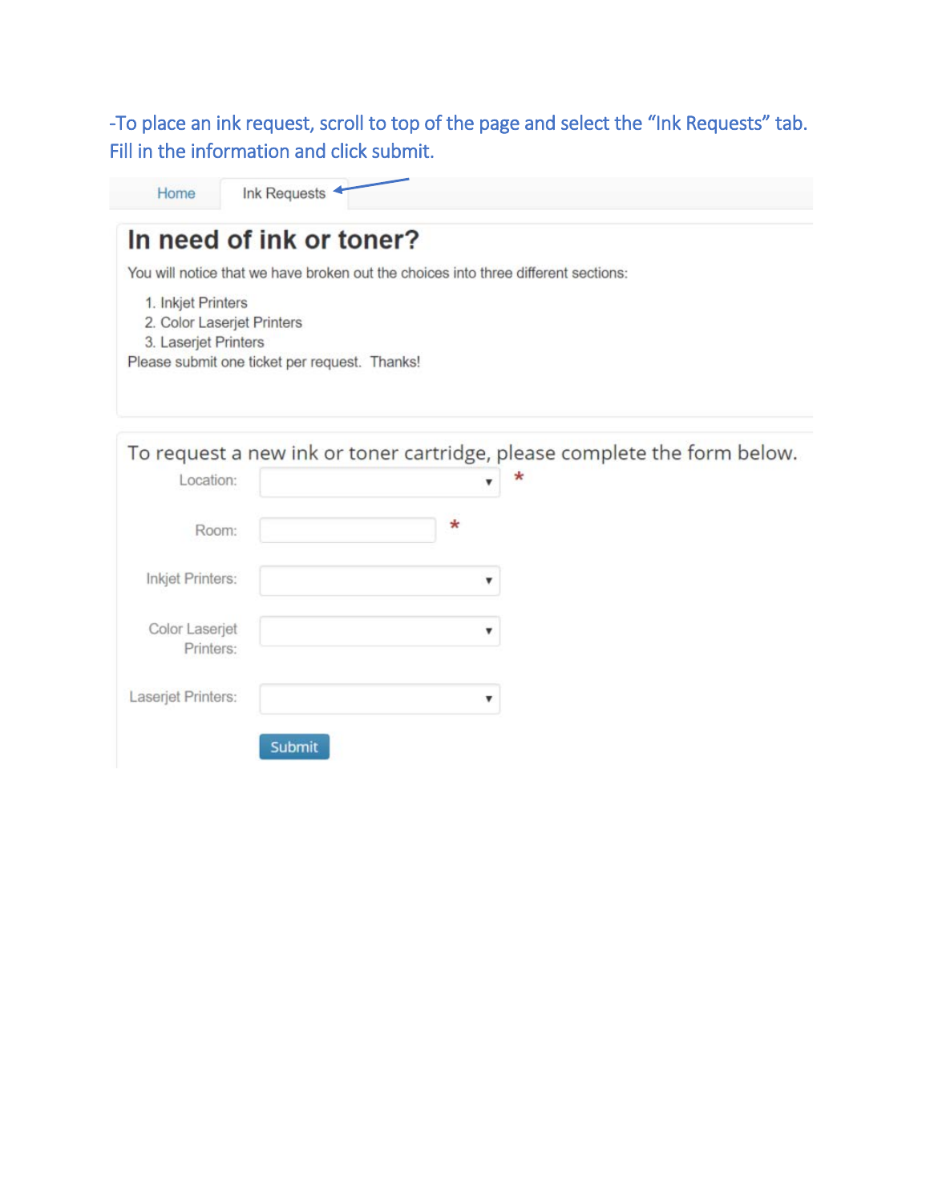-To place an ink request, scroll to top of the page and select the "Ink Requests" tab. Fill in the information and click submit.

Home Ink Requests

# In need of ink or toner?

You will notice that we have broken out the choices into three different sections:

1. Inkjet Printers
2. Color Laserjet Printers
3. Laserjet Printers

Please submit one ticket per request. Thanks!

To request a new ink or toner cartridge, please complete the form below.

Location: *

Room: *

Inkjet Printers:

Color Laserjet Printers:

Laserjet Printers:

Submit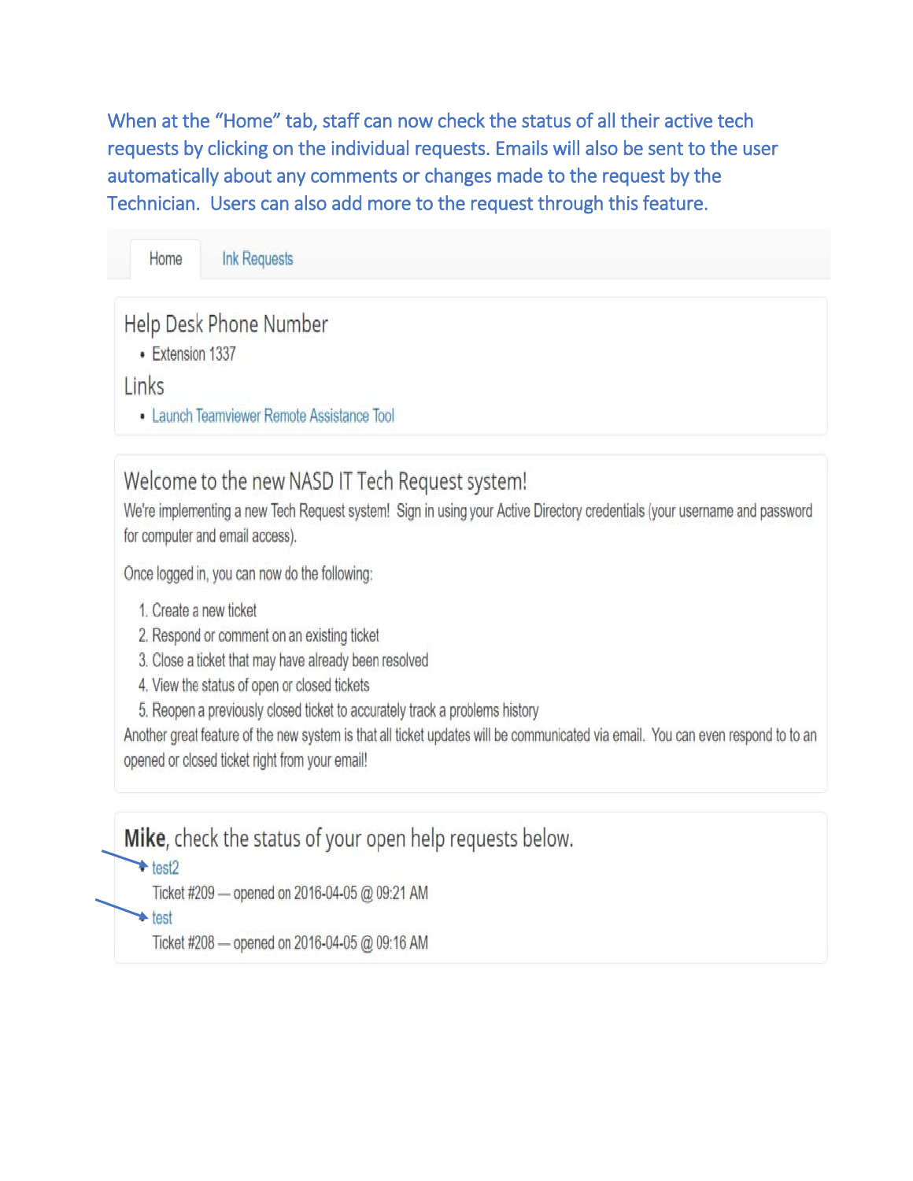When at the "Home" tab, staff can now check the status of all their active tech requests by clicking on the individual requests. Emails will also be sent to the user automatically about any comments or changes made to the request by the Technician. Users can also add more to the request through this feature.

Home | Ink Requests

## Help Desk Phone Number

- Extension 1337

## Links

- Launch Teamviewer Remote Assistance Tool

## Welcome to the new NASD IT Tech Request system!

We're implementing a new Tech Request system! Sign in using your Active Directory credentials (your username and password for computer and email access).

Once logged in, you can now do the following:

1. Create a new ticket
2. Respond or comment on an existing ticket
3. Close a ticket that may have already been resolved
4. View the status of open or closed tickets
5. Reopen a previously closed ticket to accurately track a problems history

Another great feature of the new system is that all ticket updates will be communicated via email. You can even respond to to an opened or closed ticket right from your email!

## **Mike**, check the status of your open help requests below.

test2
Ticket #209 — opened on 2016-04-05 @ 09:21 AM

test
Ticket #208 — opened on 2016-04-05 @ 09:16 AM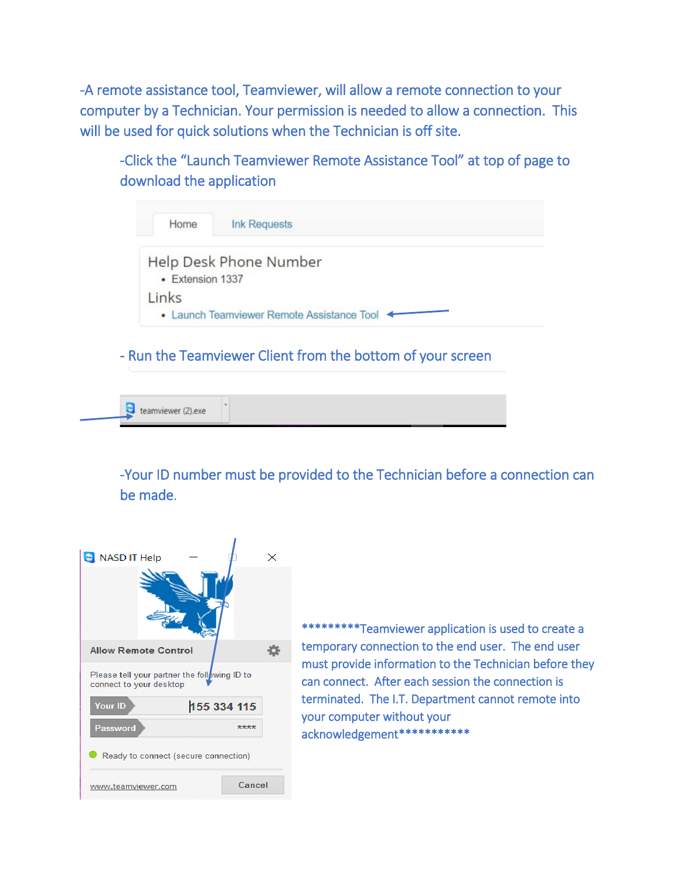-A remote assistance tool, Teamviewer, will allow a remote connection to your computer by a Technician. Your permission is needed to allow a connection. This will be used for quick solutions when the Technician is off site.

-Click the "Launch Teamviewer Remote Assistance Tool" at top of page to download the application

Home | Ink Requests

Help Desk Phone Number

- Extension 1337

Links

- Launch Teamviewer Remote Assistance Tool

- Run the Teamviewer Client from the bottom of your screen

teamviewer (2).exe

-Your ID number must be provided to the Technician before a connection can be made.

NASD IT Help

Allow Remote Control

Please tell your partner the following ID to connect to your desktop

Your ID 155 334 115

Password ****

Ready to connect (secure connection)

www.teamviewer.com Cancel

*********Teamviewer application is used to create a temporary connection to the end user. The end user must provide information to the Technician before they can connect. After each session the connection is terminated. The I.T. Department cannot remote into your computer without your acknowledgement***********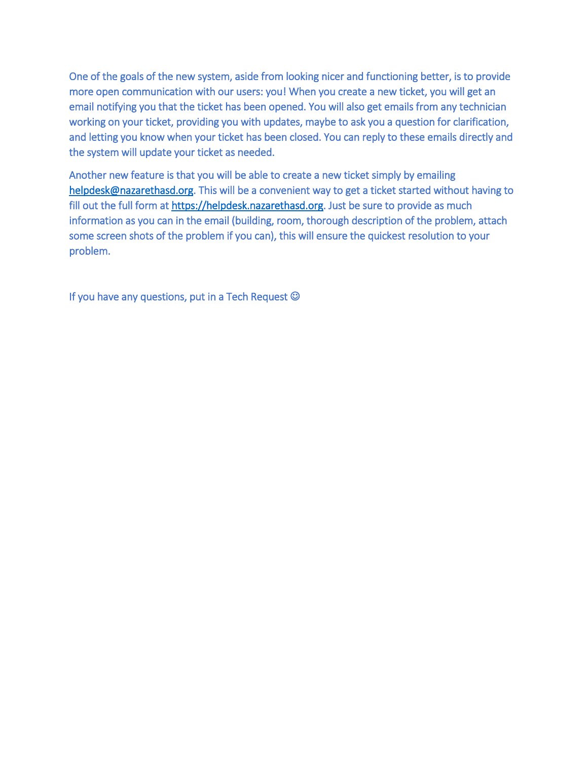One of the goals of the new system, aside from looking nicer and functioning better, is to provide more open communication with our users: you! When you create a new ticket, you will get an email notifying you that the ticket has been opened. You will also get emails from any technician working on your ticket, providing you with updates, maybe to ask you a question for clarification, and letting you know when your ticket has been closed. You can reply to these emails directly and the system will update your ticket as needed.

Another new feature is that you will be able to create a new ticket simply by emailing helpdesk@nazarethasd.org. This will be a convenient way to get a ticket started without having to fill out the full form at https://helpdesk.nazarethasd.org. Just be sure to provide as much information as you can in the email (building, room, thorough description of the problem, attach some screen shots of the problem if you can), this will ensure the quickest resolution to your problem.

If you have any questions, put in a Tech Request ☺